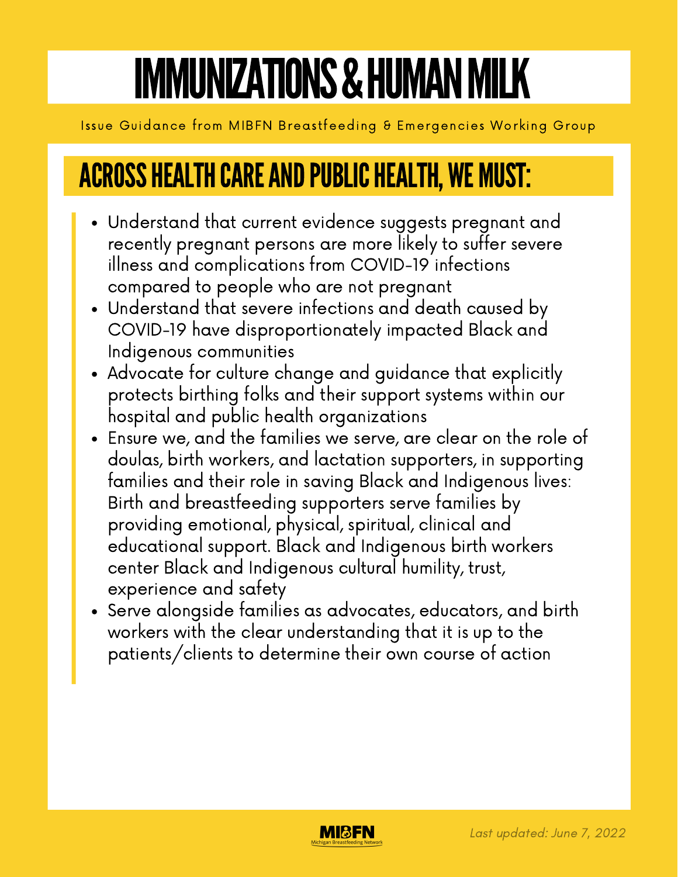# IMMUNIZATIONS & HUMAN MILK

Issue Guidance from MIBFN Breastfeeding & Emergencies Working Group

## ACROSS HEALTH CARE AND PUBLIC HEALTH, WE MUST:

- Understand that current evidence suggests pregnant and recently pregnant persons are more likely to suffer severe illness and complications from COVID-19 infections compared to people who are not pregnant
- Understand that severe infections and death caused by COVID-19 have disproportionately impacted Black and Indigenous communities
- Advocate for culture change and guidance that explicitly protects birthing folks and their support systems within our hospital and public health organizations
- Ensure we, and the families we serve, are clear on the role of doulas, birth workers, and lactation supporters, in supporting families and their role in saving Black and Indigenous lives: Birth and breastfeeding supporters serve families by providing emotional, physical, spiritual, clinical and educational support. Black and Indigenous birth workers center Black and Indigenous cultural humility, trust, experience and safety
- Serve alongside families as advocates, educators, and birth workers with the clear understanding that it is up to the patients/clients to determine their own course of action

MIBFN Michigan Breastfeeding Network

*Last updated: June 7, 2022*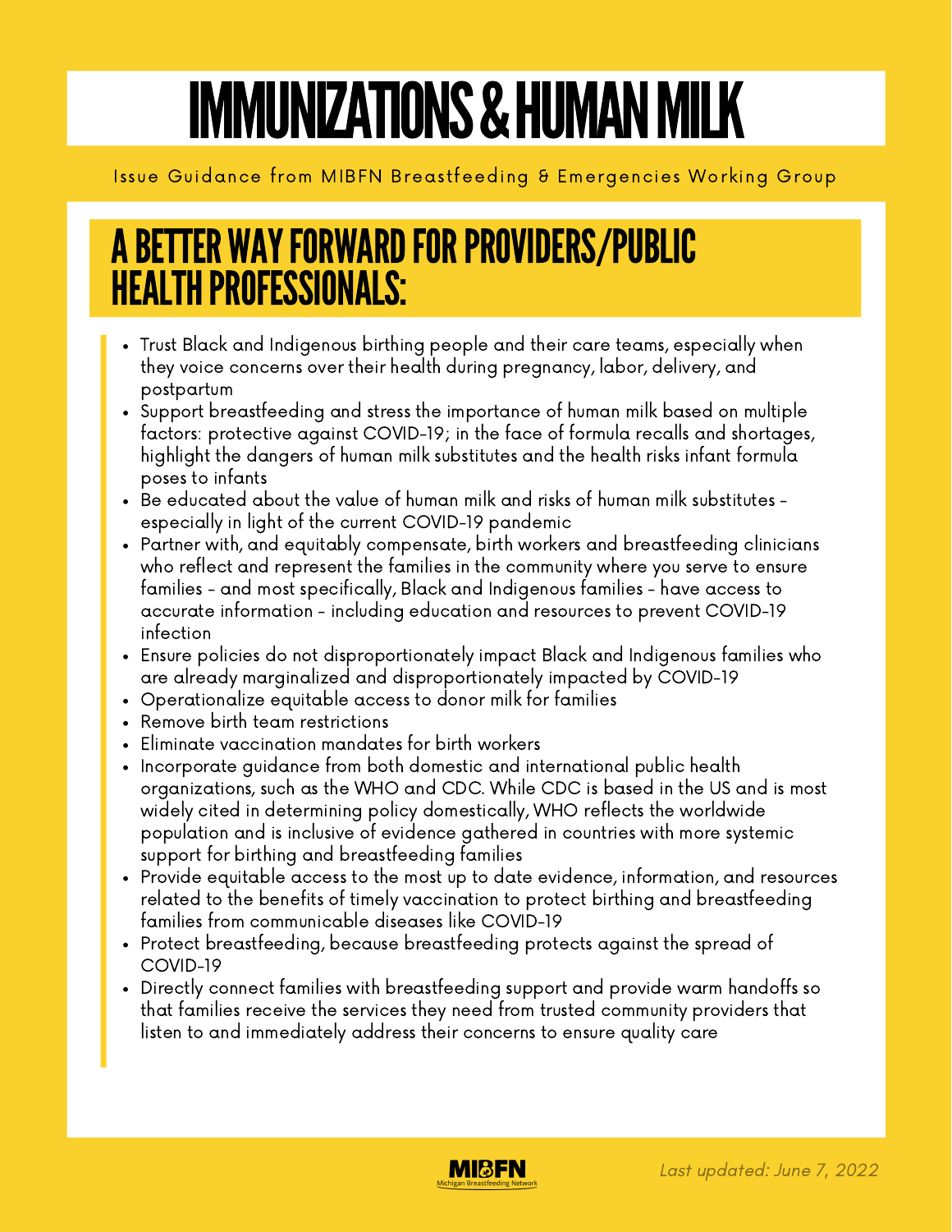# IMMUNIZATIONS & HUMAN MILK

Issue Guidance from MIBFN Breastfeeding & Emergencies Working Group

## A BETTER WAY FORWARD FOR PROVIDERS/PUBLIC HEALTH PROFESSIONALS:

- Trust Black and Indigenous birthing people and their care teams, especially when they voice concerns over their health during pregnancy, labor, delivery, and postpartum
- Support breastfeeding and stress the importance of human milk based on multiple factors: protective against COVID-19; in the face of formula recalls and shortages, highlight the dangers of human milk substitutes and the health risks infant formula poses to infants
- Be educated about the value of human milk and risks of human milk substitutes - especially in light of the current COVID-19 pandemic
- Partner with, and equitably compensate, birth workers and breastfeeding clinicians who reflect and represent the families in the community where you serve to ensure families - and most specifically, Black and Indigenous families - have access to accurate information - including education and resources to prevent COVID-19 infection
- Ensure policies do not disproportionately impact Black and Indigenous families who are already marginalized and disproportionately impacted by COVID-19
- Operationalize equitable access to donor milk for families
- Remove birth team restrictions
- Eliminate vaccination mandates for birth workers
- Incorporate guidance from both domestic and international public health organizations, such as the WHO and CDC. While CDC is based in the US and is most widely cited in determining policy domestically, WHO reflects the worldwide population and is inclusive of evidence gathered in countries with more systemic support for birthing and breastfeeding families
- Provide equitable access to the most up to date evidence, information, and resources related to the benefits of timely vaccination to protect birthing and breastfeeding families from communicable diseases like COVID-19
- Protect breastfeeding, because breastfeeding protects against the spread of COVID-19
- Directly connect families with breastfeeding support and provide warm handoffs so that families receive the services they need from trusted community providers that listen to and immediately address their concerns to ensure quality care

MIBFN Michigan Breastfeeding Network

*Last updated: June 7, 2022*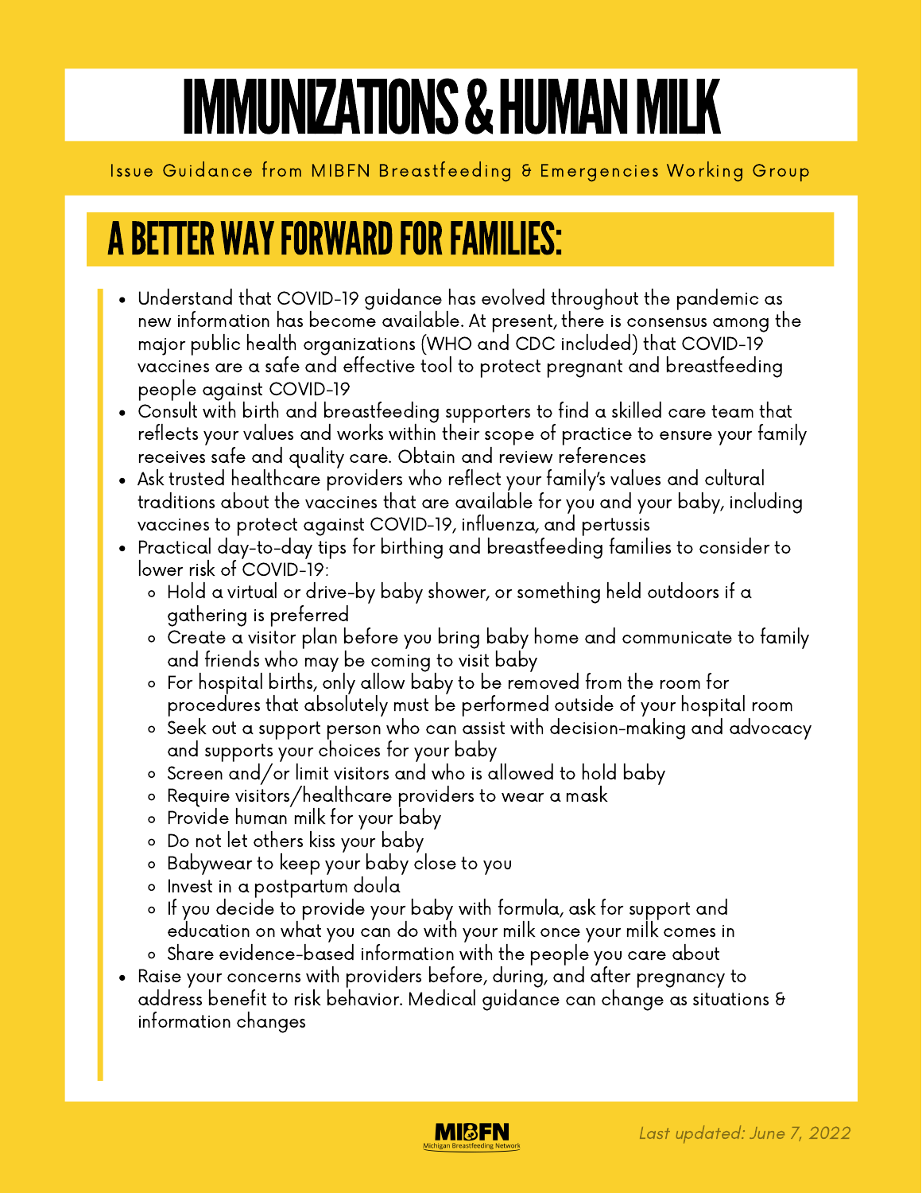# IMMUNIZATIONS & HUMAN MILK

Issue Guidance from MIBFN Breastfeeding & Emergencies Working Group

## A BETTER WAY FORWARD FOR FAMILIES:

- Understand that COVID-19 guidance has evolved throughout the pandemic as new information has become available. At present, there is consensus among the major public health organizations (WHO and CDC included) that COVID-19 vaccines are a safe and effective tool to protect pregnant and breastfeeding people against COVID-19
- Consult with birth and breastfeeding supporters to find a skilled care team that reflects your values and works within their scope of practice to ensure your family receives safe and quality care. Obtain and review references
- Ask trusted healthcare providers who reflect your family's values and cultural traditions about the vaccines that are available for you and your baby, including vaccines to protect against COVID-19, influenza, and pertussis
- Practical day-to-day tips for birthing and breastfeeding families to consider to lower risk of COVID-19:
  - Hold a virtual or drive-by baby shower, or something held outdoors if a gathering is preferred
  - Create a visitor plan before you bring baby home and communicate to family and friends who may be coming to visit baby
  - For hospital births, only allow baby to be removed from the room for procedures that absolutely must be performed outside of your hospital room
  - Seek out a support person who can assist with decision-making and advocacy and supports your choices for your baby
  - Screen and/or limit visitors and who is allowed to hold baby
  - Require visitors/healthcare providers to wear a mask
  - Provide human milk for your baby
  - Do not let others kiss your baby
  - Babywear to keep your baby close to you
  - Invest in a postpartum doula
  - If you decide to provide your baby with formula, ask for support and education on what you can do with your milk once your milk comes in
  - Share evidence-based information with the people you care about
- Raise your concerns with providers before, during, and after pregnancy to address benefit to risk behavior. Medical guidance can change as situations & information changes

MIBFN
Michigan Breastfeeding Network

*Last updated: June 7, 2022*